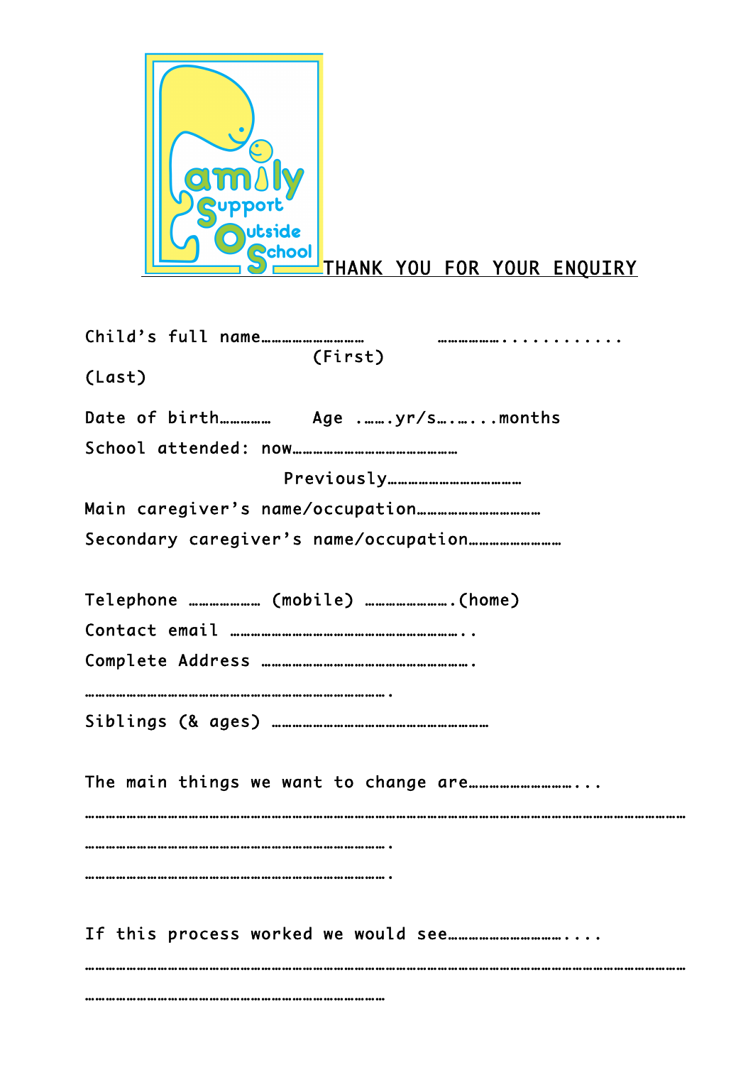Family Support Outside School

THANK YOU FOR YOUR ENQUIRY

Child's full name………………………… ……………............
(First)
(Last)

Date of birth…………… Age .…….yr/s…..…...months

School attended: now……………………………………

Previously………………………………

Main caregiver's name/occupation……………………………

Secondary caregiver's name/occupation……………………

Telephone ……………… (mobile) ………………….(home)

Contact email ……………………………………………..

Complete Address …………………………………………….

…………………………………………………………………….

Siblings (& ages) ………………………………………………

The main things we want to change are………………………...

……………………………………………………………………………………………………………………

…………………………………………………………………….

…………………………………………………………………….

If this process worked we would see…………………………....

……………………………………………………………………………………………………………………

……………………………………………………………………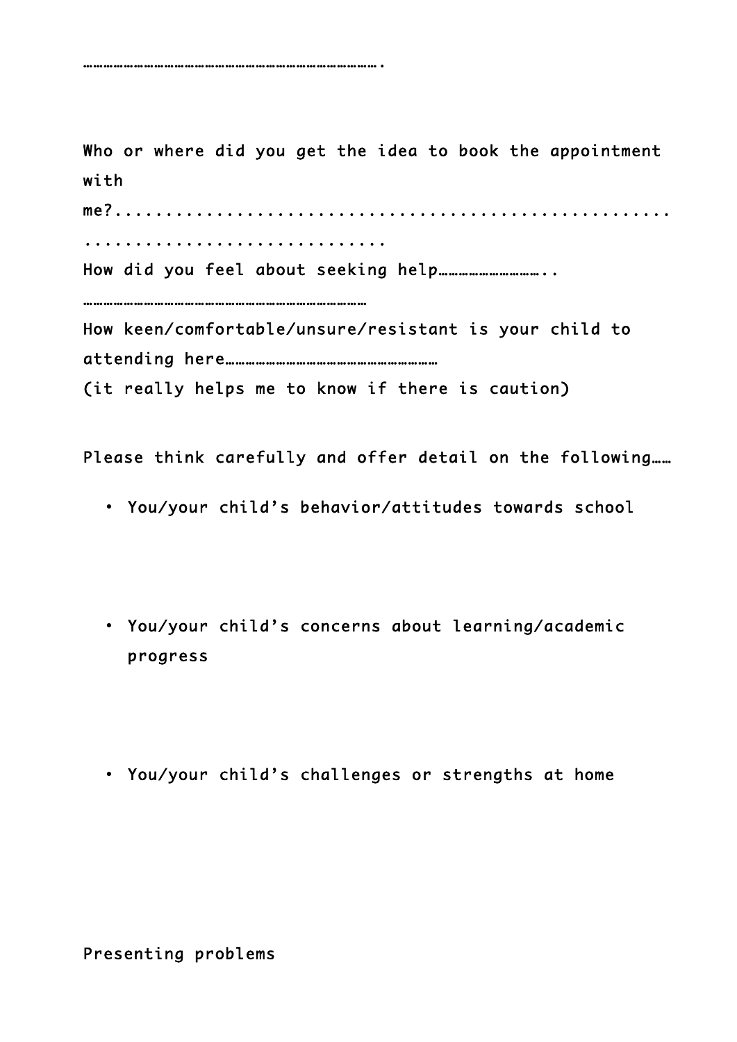…………………………………………………………………………………….

Who or where did you get the idea to book the appointment with me?.......................................................................................

How did you feel about seeking help………………………..

…………………………………………………………………………

How keen/comfortable/unsure/resistant is your child to attending here………………………………………………

(it really helps me to know if there is caution)

Please think carefully and offer detail on the following……

- You/your child's behavior/attitudes towards school

- You/your child's concerns about learning/academic progress

- You/your child's challenges or strengths at home

Presenting problems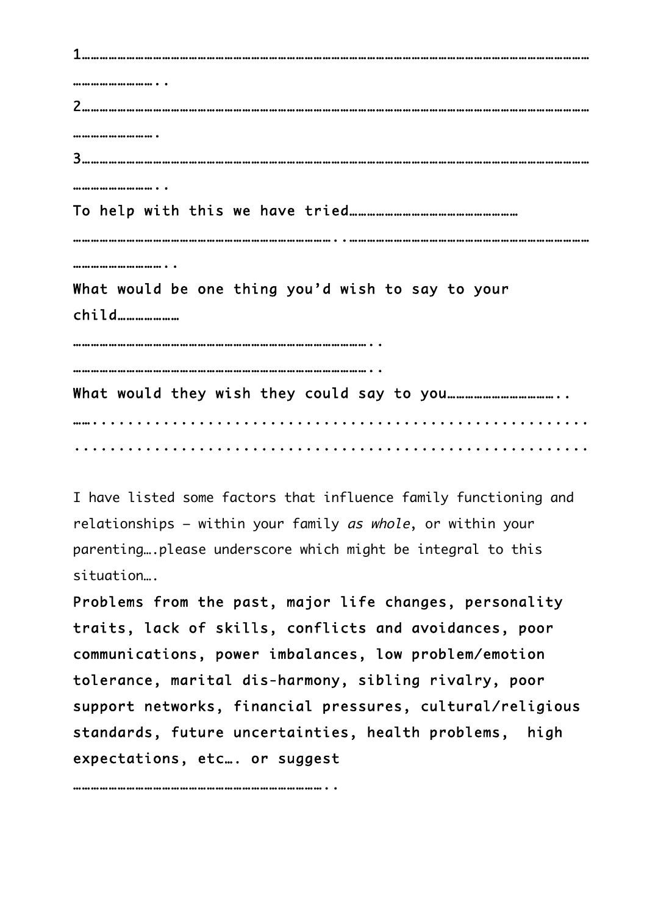1…………………………………………………………………………………………………………………………………………………………………………………………………..

2…………………………………………………………………………………………………………………………………………………………………………………………………

3…………………………………………………………………………………………………………………………………………………………………………………………………..

To help with this we have tried……………………………………………

………………………………………………………………………..………………………………………………………………………………………………..

What would be one thing you'd wish to say to your child…………………

………………………………………………………………………………..

………………………………………………………………………………..

What would they wish they could say to you……………………………..

……...........................................................

...........................................................

I have listed some factors that influence family functioning and relationships – within your family *as whole*, or within your parenting….please underscore which might be integral to this situation….

Problems from the past, major life changes, personality traits, lack of skills, conflicts and avoidances, poor communications, power imbalances, low problem/emotion tolerance, marital dis-harmony, sibling rivalry, poor support networks, financial pressures, cultural/religious standards, future uncertainties, health problems, high expectations, etc…. or suggest

……………………………………………………………………..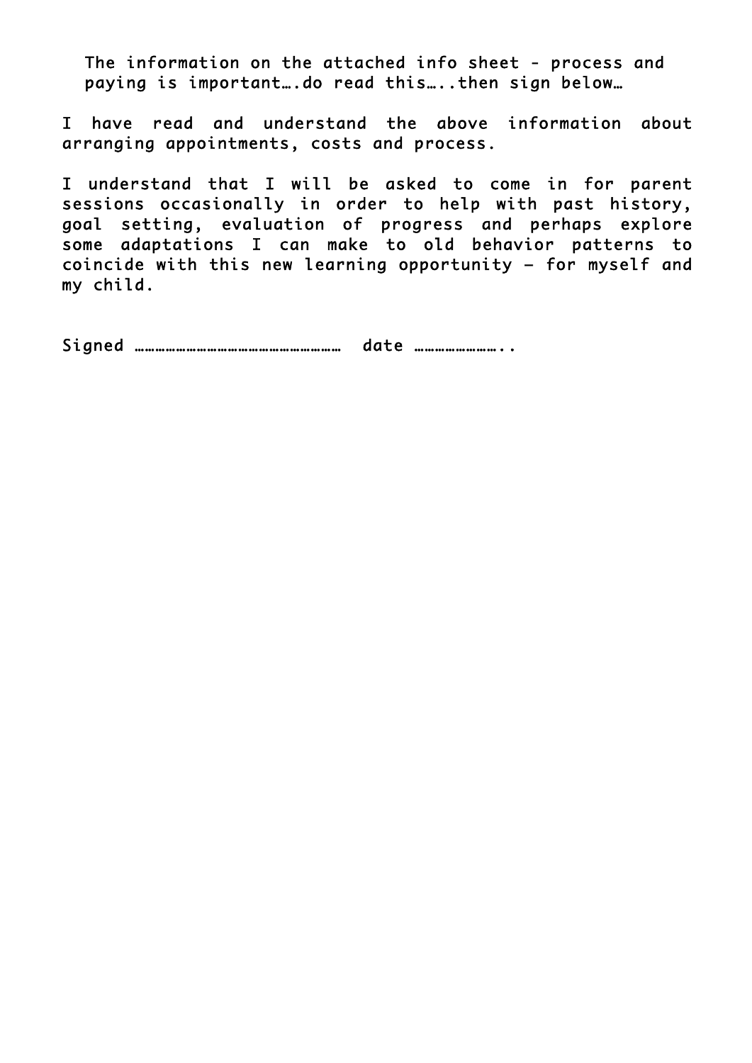The information on the attached info sheet - process and paying is important….do read this…..then sign below…

I have read and understand the above information about arranging appointments, costs and process.

I understand that I will be asked to come in for parent sessions occasionally in order to help with past history, goal setting, evaluation of progress and perhaps explore some adaptations I can make to old behavior patterns to coincide with this new learning opportunity – for myself and my child.

Signed ………………………………………………… date …………………..